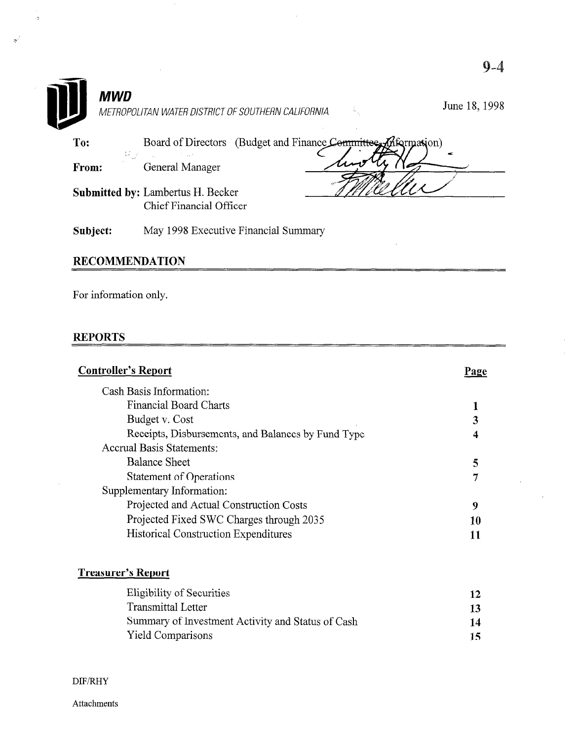9-4

**MWD**

*METROPOLITAN WATER DISTRICT OF SOUTHERN CALIFORNIA*

June 18, 1998

**To:** Board of Directors (Budget and Finance Committee--Information)

**From:** General Manager

**Submitted by:** Lambertus H. Becker
Chief Financial Officer

**Subject:** May 1998 Executive Financial Summary

## RECOMMENDATION

For information only.

## REPORTS

| **Controller's Report** | **Page** |
|---|---|
| Cash Basis Information: | |
| Financial Board Charts | 1 |
| Budget v. Cost | 3 |
| Receipts, Disbursements, and Balances by Fund Type | 4 |
| Accrual Basis Statements: | |
| Balance Sheet | 5 |
| Statement of Operations | 7 |
| Supplementary Information: | |
| Projected and Actual Construction Costs | 9 |
| Projected Fixed SWC Charges through 2035 | 10 |
| Historical Construction Expenditures | 11 |

| **Treasurer's Report** | |
|---|---|
| Eligibility of Securities | 12 |
| Transmittal Letter | 13 |
| Summary of Investment Activity and Status of Cash | 14 |
| Yield Comparisons | 15 |

DIF/RHY

Attachments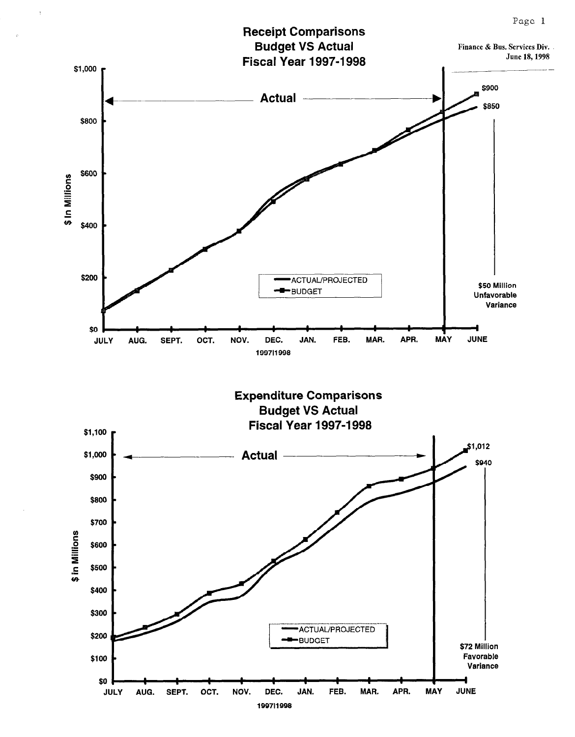Finance & Bus. Services Div.
June 18, 1998

## Receipt Comparisons
## Budget VS Actual
## Fiscal Year 1997-1998

$ In Millions: $0, $200, $400, $600, $800, $1,000

Actual

ACTUAL/PROJECTED
BUDGET

$900
$850

$50 Million Unfavorable Variance

JULY AUG. SEPT. OCT. NOV. DEC. JAN. FEB. MAR. APR. MAY JUNE

1997|1998

## Expenditure Comparisons
## Budget VS Actual
## Fiscal Year 1997-1998

$ in Millions: $0, $100, $200, $300, $400, $500, $600, $700, $800, $900, $1,000, $1,100

Actual

ACTUAL/PROJECTED
BUDGET

$1,012
$940

$72 Million Favorable Variance

JULY AUG. SEPT. OCT. NOV. DEC. JAN. FEB. MAR. APR. MAY JUNE

1997|1998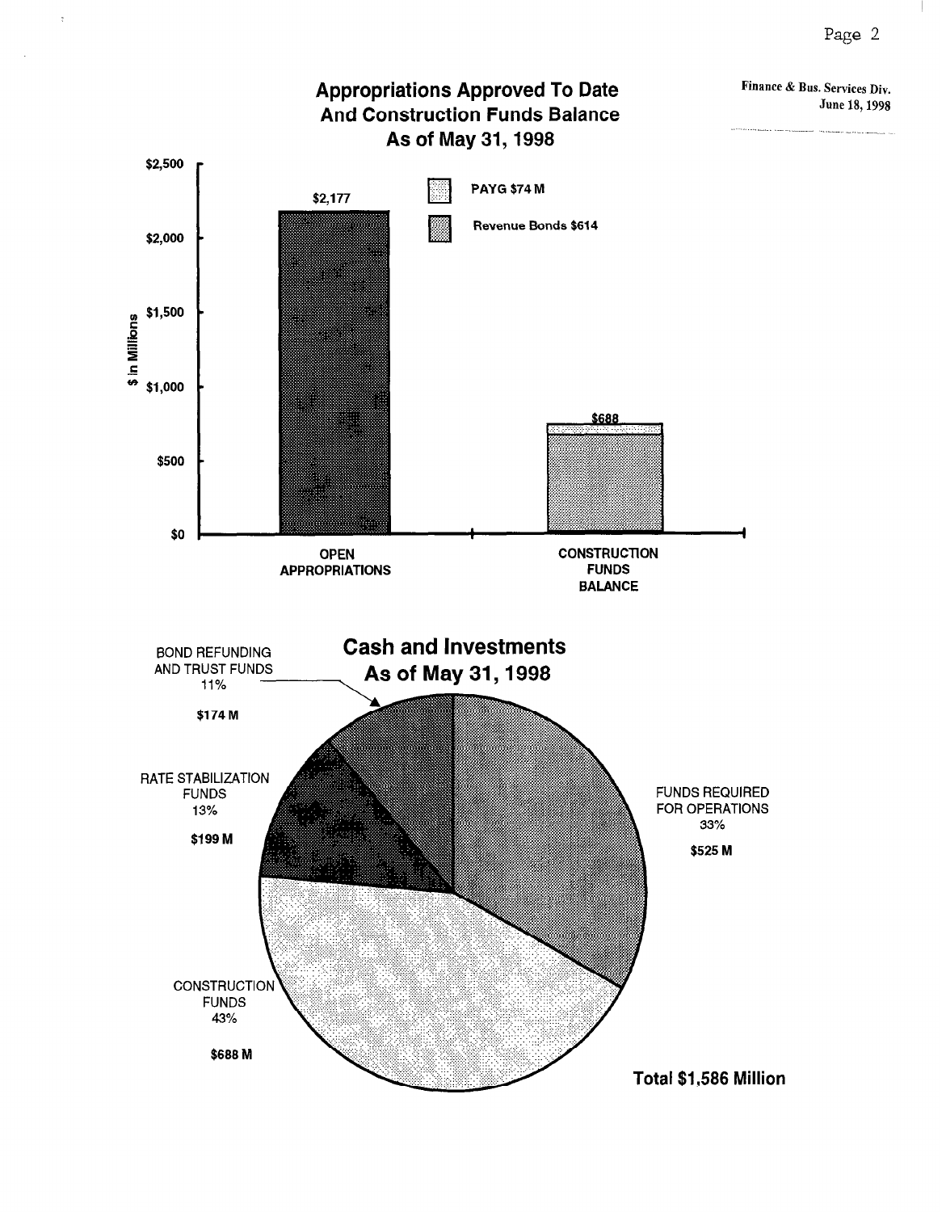Finance & Bus. Services Div.
June 18, 1998

## Appropriations Approved To Date And Construction Funds Balance As of May 31, 1998

| | $ in Millions |
|---|---|
| OPEN APPROPRIATIONS | $2,177 |
| CONSTRUCTION FUNDS BALANCE | $688 |

- PAYG $74 M
- Revenue Bonds $614

## Cash and Investments As of May 31, 1998

| Category | Percent | Amount |
|---|---|---|
| BOND REFUNDING AND TRUST FUNDS | 11% | $174 M |
| RATE STABILIZATION FUNDS | 13% | $199 M |
| FUNDS REQUIRED FOR OPERATIONS | 33% | $525 M |
| CONSTRUCTION FUNDS | 43% | $688 M |

**Total $1,586 Million**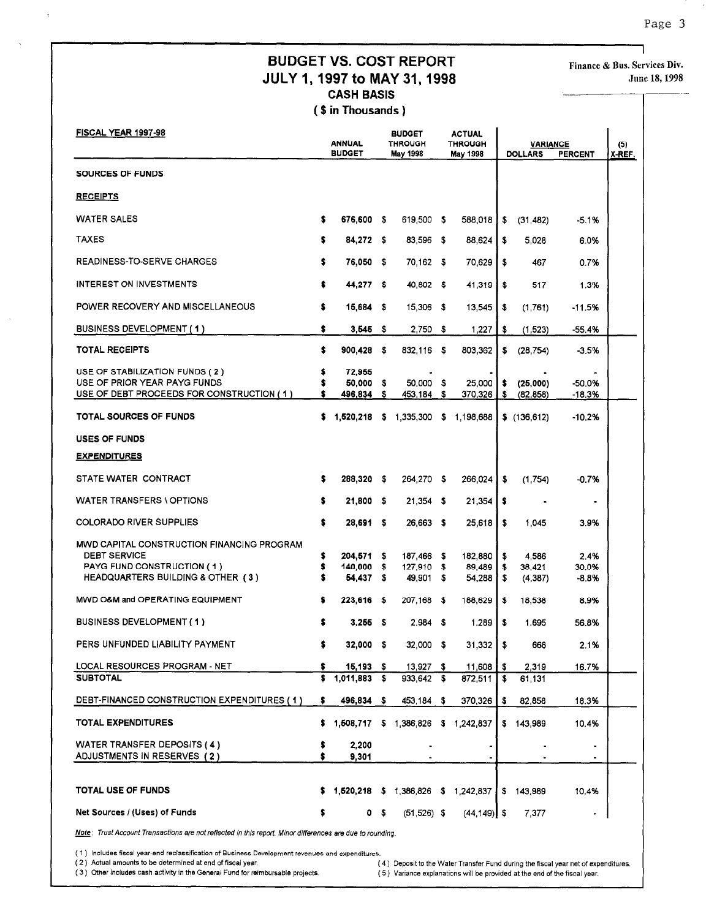Finance & Bus. Services Div.
June 18, 1998

# BUDGET VS. COST REPORT
## JULY 1, 1997 to MAY 31, 1998
### CASH BASIS
### ( $ in Thousands )

| FISCAL YEAR 1997-98 | ANNUAL BUDGET | BUDGET THROUGH May 1998 | ACTUAL THROUGH May 1998 | VARIANCE DOLLARS | VARIANCE PERCENT | (5) X-REF. |
|---|---|---|---|---|---|---|
| **SOURCES OF FUNDS** | | | | | | |
| **RECEIPTS** | | | | | | |
| WATER SALES | $ 676,600 | $ 619,500 | $ 588,018 | $ (31,482) | -5.1% | |
| TAXES | $ 84,272 | $ 83,596 | $ 88,624 | $ 5,028 | 6.0% | |
| READINESS-TO-SERVE CHARGES | $ 76,050 | $ 70,162 | $ 70,629 | $ 467 | 0.7% | |
| INTEREST ON INVESTMENTS | $ 44,277 | $ 40,802 | $ 41,319 | $ 517 | 1.3% | |
| POWER RECOVERY AND MISCELLANEOUS | $ 15,684 | $ 15,306 | $ 13,545 | $ (1,761) | -11.5% | |
| BUSINESS DEVELOPMENT ( 1 ) | $ 3,545 | $ 2,750 | $ 1,227 | $ (1,523) | -55.4% | |
| **TOTAL RECEIPTS** | $ 900,428 | $ 832,116 | $ 803,362 | $ (28,754) | -3.5% | |
| USE OF STABILIZATION FUNDS ( 2 ) | $ 72,956 | - | - | - | - | |
| USE OF PRIOR YEAR PAYG FUNDS | $ 50,000 | $ 50,000 | $ 25,000 | $ (25,000) | -50.0% | |
| USE OF DEBT PROCEEDS FOR CONSTRUCTION ( 1 ) | $ 496,834 | $ 453,184 | $ 370,326 | $ (82,858) | -18.3% | |
| **TOTAL SOURCES OF FUNDS** | $ 1,520,218 | $ 1,335,300 | $ 1,198,688 | $ (136,612) | -10.2% | |
| **USES OF FUNDS** | | | | | | |
| **EXPENDITURES** | | | | | | |
| STATE WATER CONTRACT | $ 288,320 | $ 264,270 | $ 266,024 | $ (1,754) | -0.7% | |
| WATER TRANSFERS \ OPTIONS | $ 21,800 | $ 21,354 | $ 21,354 | $ - | - | |
| COLORADO RIVER SUPPLIES | $ 28,691 | $ 26,663 | $ 25,618 | $ 1,045 | 3.9% | |
| MWD CAPITAL CONSTRUCTION FINANCING PROGRAM | | | | | | |
| DEBT SERVICE | $ 204,571 | $ 187,466 | $ 182,880 | $ 4,586 | 2.4% | |
| PAYG FUND CONSTRUCTION ( 1 ) | $ 140,000 | $ 127,910 | $ 89,489 | $ 38,421 | 30.0% | |
| HEADQUARTERS BUILDING & OTHER ( 3 ) | $ 54,437 | $ 49,901 | $ 54,288 | $ (4,387) | -8.8% | |
| MWD O&M and OPERATING EQUIPMENT | $ 223,616 | $ 207,168 | $ 188,629 | $ 18,538 | 8.9% | |
| BUSINESS DEVELOPMENT ( 1 ) | $ 3,256 | $ 2,984 | $ 1,289 | $ 1,695 | 56.8% | |
| PERS UNFUNDED LIABILITY PAYMENT | $ 32,000 | $ 32,000 | $ 31,332 | $ 668 | 2.1% | |
| LOCAL RESOURCES PROGRAM - NET | $ 15,193 | $ 13,927 | $ 11,608 | $ 2,319 | 16.7% | |
| **SUBTOTAL** | $ 1,011,883 | $ 933,642 | $ 872,511 | $ 61,131 | | |
| DEBT-FINANCED CONSTRUCTION EXPENDITURES ( 1 ) | $ 496,834 | $ 453,184 | $ 370,326 | $ 82,858 | 18.3% | |
| **TOTAL EXPENDITURES** | $ 1,508,717 | $ 1,386,826 | $ 1,242,837 | $ 143,989 | 10.4% | |
| WATER TRANSFER DEPOSITS ( 4 ) | $ 2,200 | - | - | - | - | |
| ADJUSTMENTS IN RESERVES ( 2 ) | $ 9,301 | - | - | - | - | |
| **TOTAL USE OF FUNDS** | $ 1,520,218 | $ 1,386,826 | $ 1,242,837 | $ 143,989 | 10.4% | |
| **Net Sources / (Uses) of Funds** | $ 0 | $ (51,526) | $ (44,149) | $ 7,377 | - | |

*Note: Trust Account Transactions are not reflected in this report. Minor differences are due to rounding.*

( 1 ) Includes fiscal year-end reclassification of Business Development revenues and expenditures.
( 2 ) Actual amounts to be determined at end of fiscal year.
( 3 ) Other includes cash activity in the General Fund for reimbursable projects.
( 4 ) Deposit to the Water Transfer Fund during the fiscal year net of expenditures.
( 5 ) Variance explanations will be provided at the end of the fiscal year.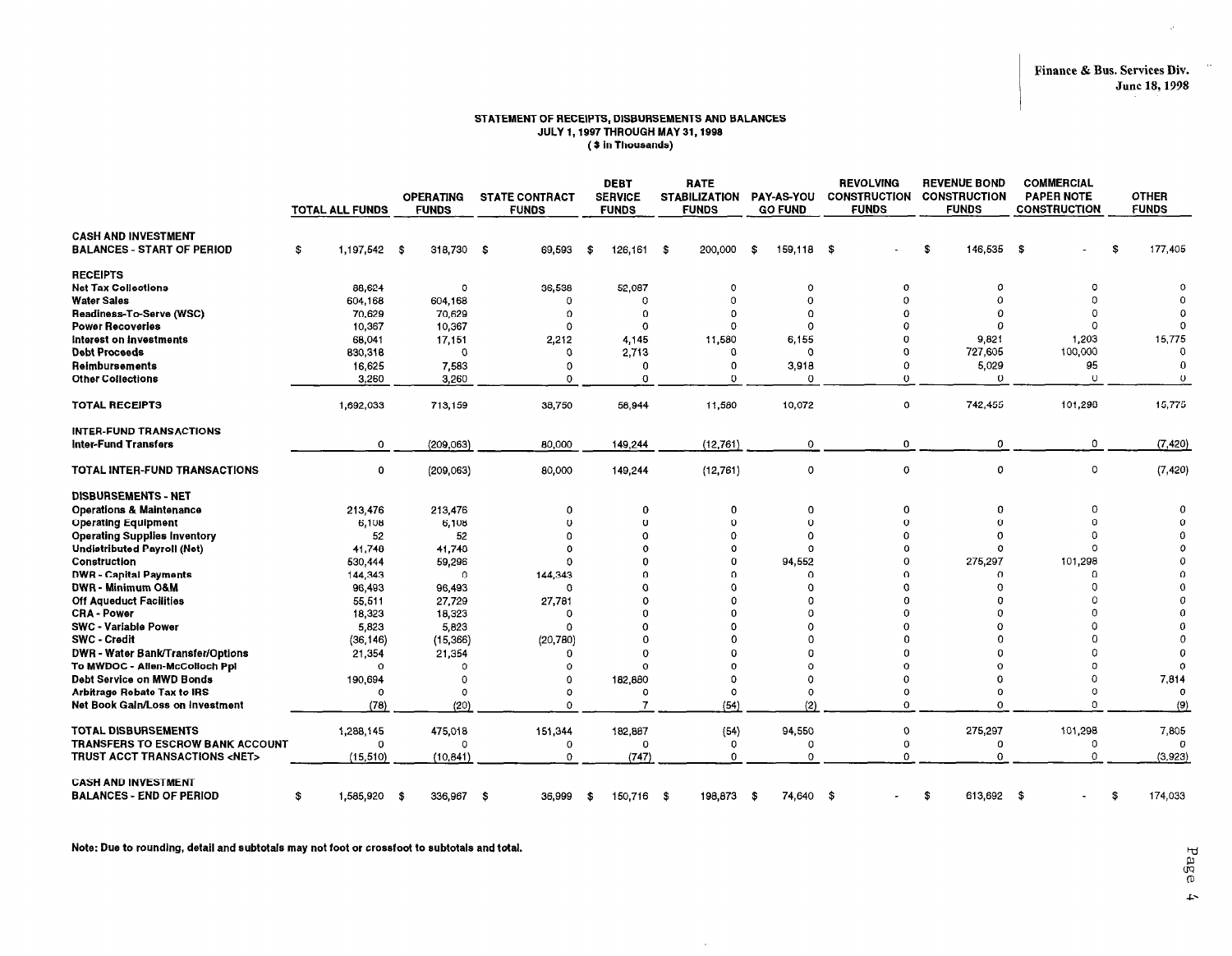Finance & Bus. Services Div.
June 18, 1998

## STATEMENT OF RECEIPTS, DISBURSEMENTS AND BALANCES
## JULY 1, 1997 THROUGH MAY 31, 1998
## ( $ in Thousands)

| | TOTAL ALL FUNDS | OPERATING FUNDS | STATE CONTRACT FUNDS | DEBT SERVICE FUNDS | RATE STABILIZATION FUNDS | PAY-AS-YOU GO FUND | REVOLVING CONSTRUCTION FUNDS | REVENUE BOND CONSTRUCTION FUNDS | COMMERCIAL PAPER NOTE CONSTRUCTION | OTHER FUNDS |
|---|---|---|---|---|---|---|---|---|---|---|
| **CASH AND INVESTMENT BALANCES - START OF PERIOD** | $ 1,197,542 | $ 318,730 | $ 69,593 | $ 126,161 | $ 200,000 | $ 159,118 | $ - | $ 146,535 | $ - | $ 177,405 |
| **RECEIPTS** | | | | | | | | | | |
| Net Tax Collections | 88,624 | 0 | 36,538 | 52,087 | 0 | 0 | 0 | 0 | 0 | 0 |
| Water Sales | 604,168 | 604,168 | 0 | 0 | 0 | 0 | 0 | 0 | 0 | 0 |
| Readiness-To-Serve (WSC) | 70,629 | 70,629 | 0 | 0 | 0 | 0 | 0 | 0 | 0 | 0 |
| Power Recoveries | 10,367 | 10,367 | 0 | 0 | 0 | 0 | 0 | 0 | 0 | 0 |
| Interest on Investments | 68,041 | 17,151 | 2,212 | 4,145 | 11,580 | 6,155 | 0 | 9,821 | 1,203 | 15,775 |
| Debt Proceeds | 830,318 | 0 | 0 | 2,713 | 0 | 0 | 0 | 727,605 | 100,000 | 0 |
| Reimbursements | 16,625 | 7,583 | 0 | 0 | 0 | 3,918 | 0 | 5,029 | 95 | 0 |
| Other Collections | 3,260 | 3,260 | 0 | 0 | 0 | 0 | 0 | 0 | 0 | 0 |
| **TOTAL RECEIPTS** | 1,692,033 | 713,159 | 38,750 | 58,944 | 11,580 | 10,072 | 0 | 742,455 | 101,298 | 15,775 |
| **INTER-FUND TRANSACTIONS** | | | | | | | | | | |
| Inter-Fund Transfers | 0 | (209,063) | 80,000 | 149,244 | (12,761) | 0 | 0 | 0 | 0 | (7,420) |
| **TOTAL INTER-FUND TRANSACTIONS** | 0 | (209,063) | 80,000 | 149,244 | (12,761) | 0 | 0 | 0 | 0 | (7,420) |
| **DISBURSEMENTS - NET** | | | | | | | | | | |
| Operations & Maintenance | 213,476 | 213,476 | 0 | 0 | 0 | 0 | 0 | 0 | 0 | 0 |
| Operating Equipment | 6,108 | 6,108 | 0 | 0 | 0 | 0 | 0 | 0 | 0 | 0 |
| Operating Supplies Inventory | 52 | 52 | 0 | 0 | 0 | 0 | 0 | 0 | 0 | 0 |
| Undistributed Payroll (Net) | 41,740 | 41,740 | 0 | 0 | 0 | 0 | 0 | 0 | 0 | 0 |
| Construction | 530,444 | 59,296 | 0 | 0 | 0 | 94,552 | 0 | 275,297 | 101,298 | 0 |
| DWR - Capital Payments | 144,343 | 0 | 144,343 | 0 | 0 | 0 | 0 | 0 | 0 | 0 |
| DWR - Minimum O&M | 96,493 | 96,493 | 0 | 0 | 0 | 0 | 0 | 0 | 0 | 0 |
| Off Aqueduct Facilities | 55,511 | 27,729 | 27,781 | 0 | 0 | 0 | 0 | 0 | 0 | 0 |
| CRA - Power | 18,323 | 18,323 | 0 | 0 | 0 | 0 | 0 | 0 | 0 | 0 |
| SWC - Variable Power | 5,823 | 5,823 | 0 | 0 | 0 | 0 | 0 | 0 | 0 | 0 |
| SWC - Credit | (36,146) | (15,366) | (20,780) | 0 | 0 | 0 | 0 | 0 | 0 | 0 |
| DWR - Water Bank/Transfer/Options | 21,354 | 21,354 | 0 | 0 | 0 | 0 | 0 | 0 | 0 | 0 |
| To MWDOC - Allen-McColloch Ppl | 0 | 0 | 0 | 0 | 0 | 0 | 0 | 0 | 0 | 0 |
| Debt Service on MWD Bonds | 190,694 | 0 | 0 | 182,880 | 0 | 0 | 0 | 0 | 0 | 7,814 |
| Arbitrage Rebate Tax to IRS | 0 | 0 | 0 | 0 | 0 | 0 | 0 | 0 | 0 | 0 |
| Net Book Gain/Loss on Investment | (78) | (20) | 0 | 7 | (54) | (2) | 0 | 0 | 0 | (9) |
| **TOTAL DISBURSEMENTS** | 1,288,145 | 475,018 | 151,344 | 182,887 | (54) | 94,550 | 0 | 275,297 | 101,298 | 7,805 |
| **TRANSFERS TO ESCROW BANK ACCOUNT** | 0 | 0 | 0 | 0 | 0 | 0 | 0 | 0 | 0 | 0 |
| **TRUST ACCT TRANSACTIONS <NET>** | (15,510) | (10,841) | 0 | (747) | 0 | 0 | 0 | 0 | 0 | (3,923) |
| **CASH AND INVESTMENT BALANCES - END OF PERIOD** | $ 1,585,920 | $ 336,967 | $ 36,999 | $ 150,716 | $ 198,873 | $ 74,640 | $ - | $ 613,692 | $ - | $ 174,033 |

**Note: Due to rounding, detail and subtotals may not foot or crossfoot to subtotals and total.**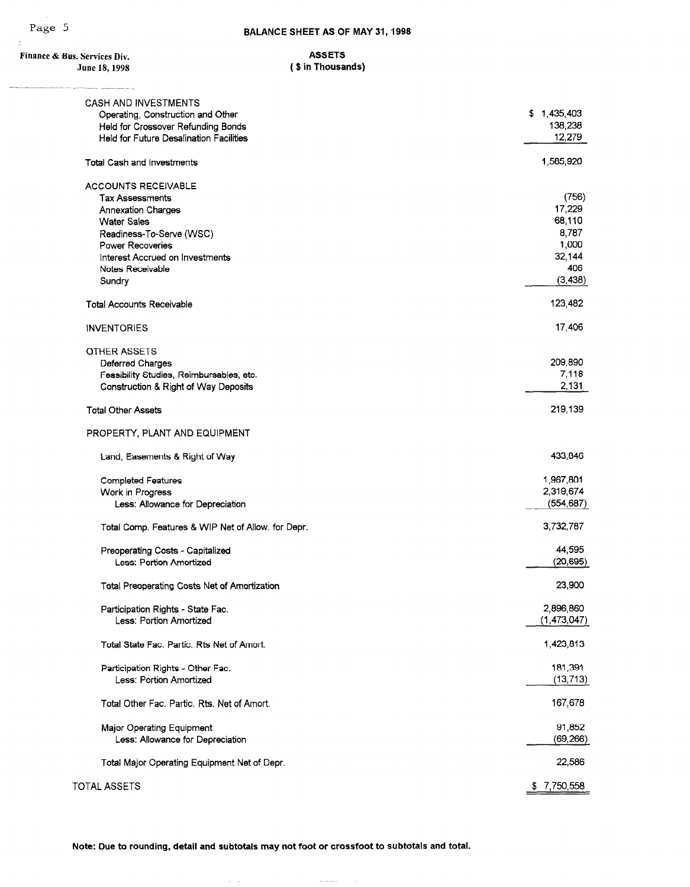# BALANCE SHEET AS OF MAY 31, 1998

Finance & Bus. Services Div.
June 18, 1998

## ASSETS
**( $ in Thousands)**

| | |
|---|---|
| CASH AND INVESTMENTS | |
| Operating, Construction and Other | $ 1,435,403 |
| Held for Crossover Refunding Bonds | 138,238 |
| Held for Future Desalination Facilities | 12,279 |
| Total Cash and Investments | 1,585,920 |
| ACCOUNTS RECEIVABLE | |
| Tax Assessments | (756) |
| Annexation Charges | 17,229 |
| Water Sales | 68,110 |
| Readiness-To-Serve (WSC) | 8,787 |
| Power Recoveries | 1,000 |
| Interest Accrued on Investments | 32,144 |
| Notes Receivable | 406 |
| Sundry | (3,438) |
| Total Accounts Receivable | 123,482 |
| INVENTORIES | 17,406 |
| OTHER ASSETS | |
| Deferred Charges | 209,890 |
| Feasibility Studies, Reimbursables, etc. | 7,118 |
| Construction & Right of Way Deposits | 2,131 |
| Total Other Assets | 219,139 |
| PROPERTY, PLANT AND EQUIPMENT | |
| Land, Easements & Right of Way | 433,846 |
| Completed Features | 1,967,801 |
| Work in Progress | 2,319,674 |
| Less: Allowance for Depreciation | (554,687) |
| Total Comp. Features & WIP Net of Allow. for Depr. | 3,732,787 |
| Preoperating Costs - Capitalized | 44,595 |
| Less: Portion Amortized | (20,695) |
| Total Preoperating Costs Net of Amortization | 23,900 |
| Participation Rights - State Fac. | 2,896,860 |
| Less: Portion Amortized | (1,473,047) |
| Total State Fac. Partic. Rts Net of Amort. | 1,423,813 |
| Participation Rights - Other Fac. | 181,391 |
| Less: Portion Amortized | (13,713) |
| Total Other Fac. Partic. Rts. Net of Amort. | 167,678 |
| Major Operating Equipment | 91,852 |
| Less: Allowance for Depreciation | (69,266) |
| Total Major Operating Equipment Net of Depr. | 22,586 |
| TOTAL ASSETS | $ 7,750,558 |

**Note: Due to rounding, detail and subtotals may not foot or crossfoot to subtotals and total.**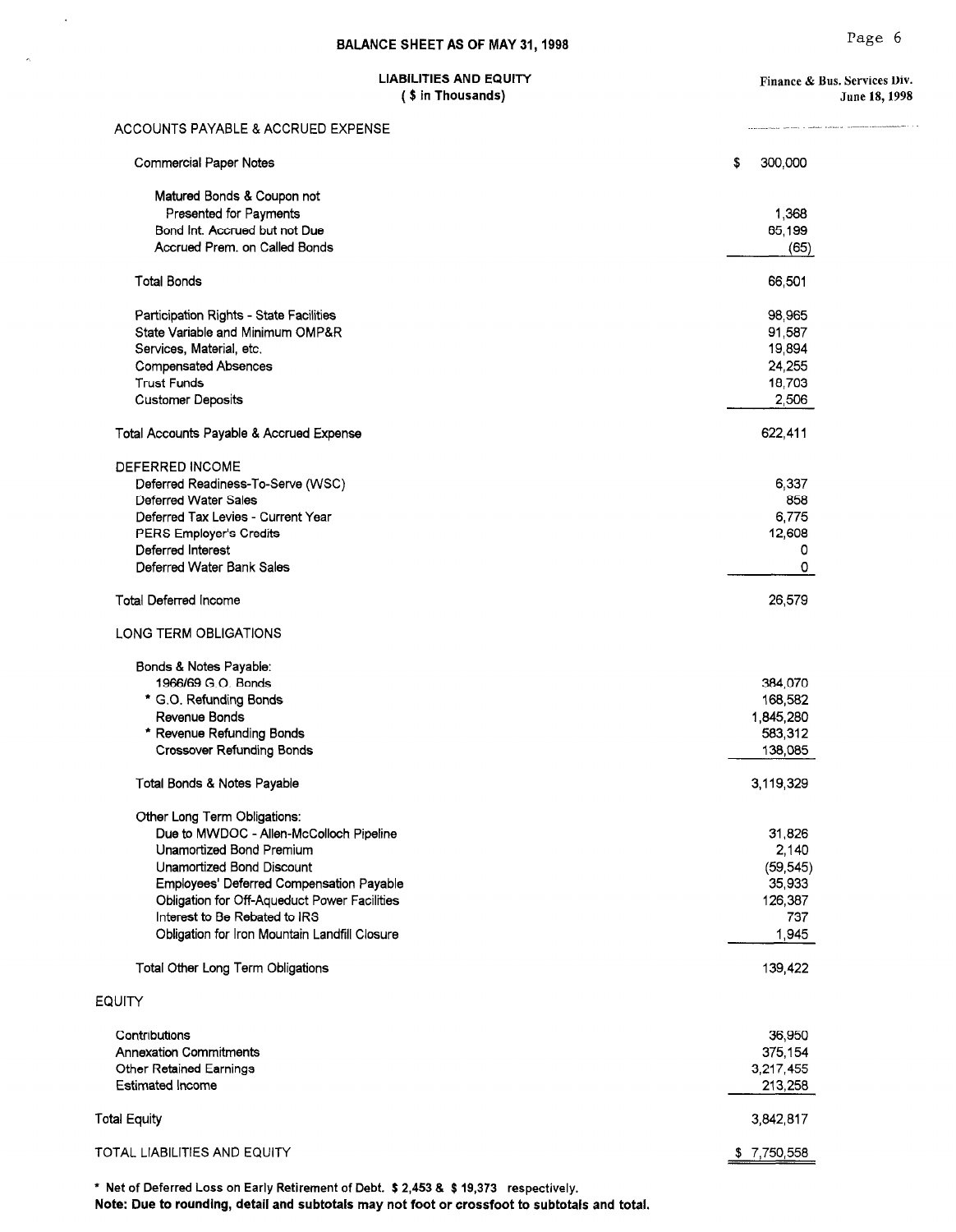## BALANCE SHEET AS OF MAY 31, 1998

### LIABILITIES AND EQUITY
### ( $ in Thousands)

Finance & Bus. Services Div.
June 18, 1998

| | |
|---|---|
| **ACCOUNTS PAYABLE & ACCRUED EXPENSE** | |
| Commercial Paper Notes | $ 300,000 |
| Matured Bonds & Coupon not Presented for Payments | 1,368 |
| Bond Int. Accrued but not Due | 65,199 |
| Accrued Prem. on Called Bonds | (65) |
| Total Bonds | 66,501 |
| Participation Rights - State Facilities | 98,965 |
| State Variable and Minimum OMP&R | 91,587 |
| Services, Material, etc. | 19,894 |
| Compensated Absences | 24,255 |
| Trust Funds | 18,703 |
| Customer Deposits | 2,506 |
| Total Accounts Payable & Accrued Expense | 622,411 |
| **DEFERRED INCOME** | |
| Deferred Readiness-To-Serve (WSC) | 6,337 |
| Deferred Water Sales | 858 |
| Deferred Tax Levies - Current Year | 6,775 |
| PERS Employer's Credits | 12,608 |
| Deferred Interest | 0 |
| Deferred Water Bank Sales | 0 |
| Total Deferred Income | 26,579 |
| **LONG TERM OBLIGATIONS** | |
| Bonds & Notes Payable: | |
| 1966/69 G.O. Bonds | 384,070 |
| * G.O. Refunding Bonds | 168,582 |
| Revenue Bonds | 1,845,280 |
| * Revenue Refunding Bonds | 583,312 |
| Crossover Refunding Bonds | 138,085 |
| Total Bonds & Notes Payable | 3,119,329 |
| Other Long Term Obligations: | |
| Due to MWDOC - Allen-McColloch Pipeline | 31,826 |
| Unamortized Bond Premium | 2,140 |
| Unamortized Bond Discount | (59,545) |
| Employees' Deferred Compensation Payable | 35,933 |
| Obligation for Off-Aqueduct Power Facilities | 126,387 |
| Interest to Be Rebated to IRS | 737 |
| Obligation for Iron Mountain Landfill Closure | 1,945 |
| Total Other Long Term Obligations | 139,422 |
| **EQUITY** | |
| Contributions | 36,950 |
| Annexation Commitments | 375,154 |
| Other Retained Earnings | 3,217,455 |
| Estimated Income | 213,258 |
| Total Equity | 3,842,817 |
| TOTAL LIABILITIES AND EQUITY | $ 7,750,558 |

* Net of Deferred Loss on Early Retirement of Debt. $ 2,453 & $ 19,373 respectively.

**Note: Due to rounding, detail and subtotals may not foot or crossfoot to subtotals and total.**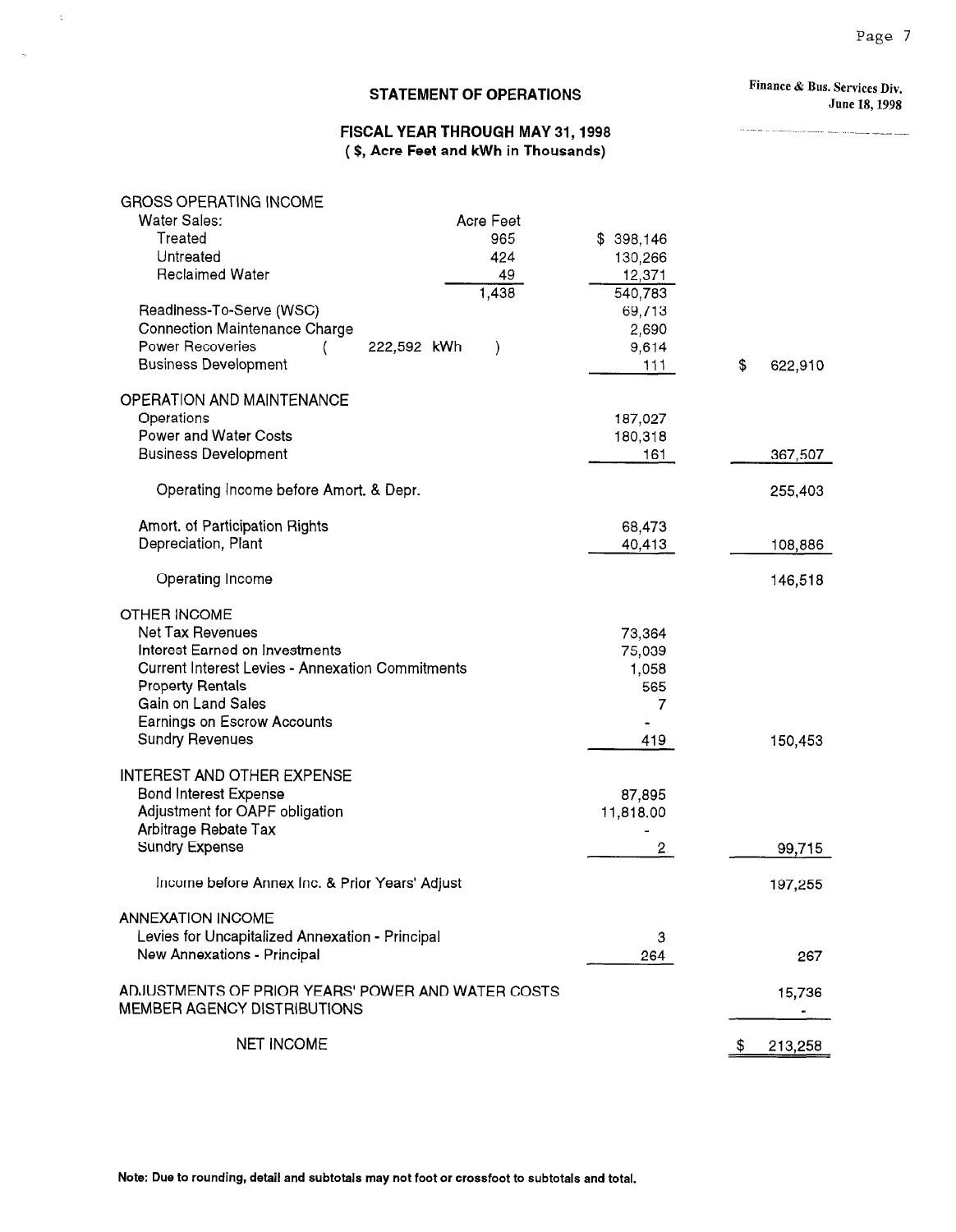Finance & Bus. Services Div.
June 18, 1998

## STATEMENT OF OPERATIONS

### FISCAL YEAR THROUGH MAY 31, 1998
**( $, Acre Feet and kWh in Thousands)**

| | Acre Feet | | |
|---|---|---|---|
| **GROSS OPERATING INCOME** | | | |
| Water Sales: | | | |
| Treated | 965 | $ 398,146 | |
| Untreated | 424 | 130,266 | |
| Reclaimed Water | 49 | 12,371 | |
| | 1,438 | 540,783 | |
| Readiness-To-Serve (WSC) | | 69,713 | |
| Connection Maintenance Charge | | 2,690 | |
| Power Recoveries ( 222,592 kWh ) | | 9,614 | |
| Business Development | | 111 | $ 622,910 |
| **OPERATION AND MAINTENANCE** | | | |
| Operations | | 187,027 | |
| Power and Water Costs | | 180,318 | |
| Business Development | | 161 | 367,507 |
| Operating Income before Amort. & Depr. | | | 255,403 |
| Amort. of Participation Rights | | 68,473 | |
| Depreciation, Plant | | 40,413 | 108,886 |
| Operating Income | | | 146,518 |
| **OTHER INCOME** | | | |
| Net Tax Revenues | | 73,364 | |
| Interest Earned on Investments | | 75,039 | |
| Current Interest Levies - Annexation Commitments | | 1,058 | |
| Property Rentals | | 565 | |
| Gain on Land Sales | | 7 | |
| Earnings on Escrow Accounts | | - | |
| Sundry Revenues | | 419 | 150,453 |
| **INTEREST AND OTHER EXPENSE** | | | |
| Bond Interest Expense | | 87,895 | |
| Adjustment for OAPF obligation | | 11,818.00 | |
| Arbitrage Rebate Tax | | - | |
| Sundry Expense | | 2 | 99,715 |
| Income before Annex Inc. & Prior Years' Adjust | | | 197,255 |
| **ANNEXATION INCOME** | | | |
| Levies for Uncapitalized Annexation - Principal | | 3 | |
| New Annexations - Principal | | 264 | 267 |
| ADJUSTMENTS OF PRIOR YEARS' POWER AND WATER COSTS | | | 15,736 |
| MEMBER AGENCY DISTRIBUTIONS | | | - |
| NET INCOME | | | $ 213,258 |

**Note: Due to rounding, detail and subtotals may not foot or crossfoot to subtotals and total.**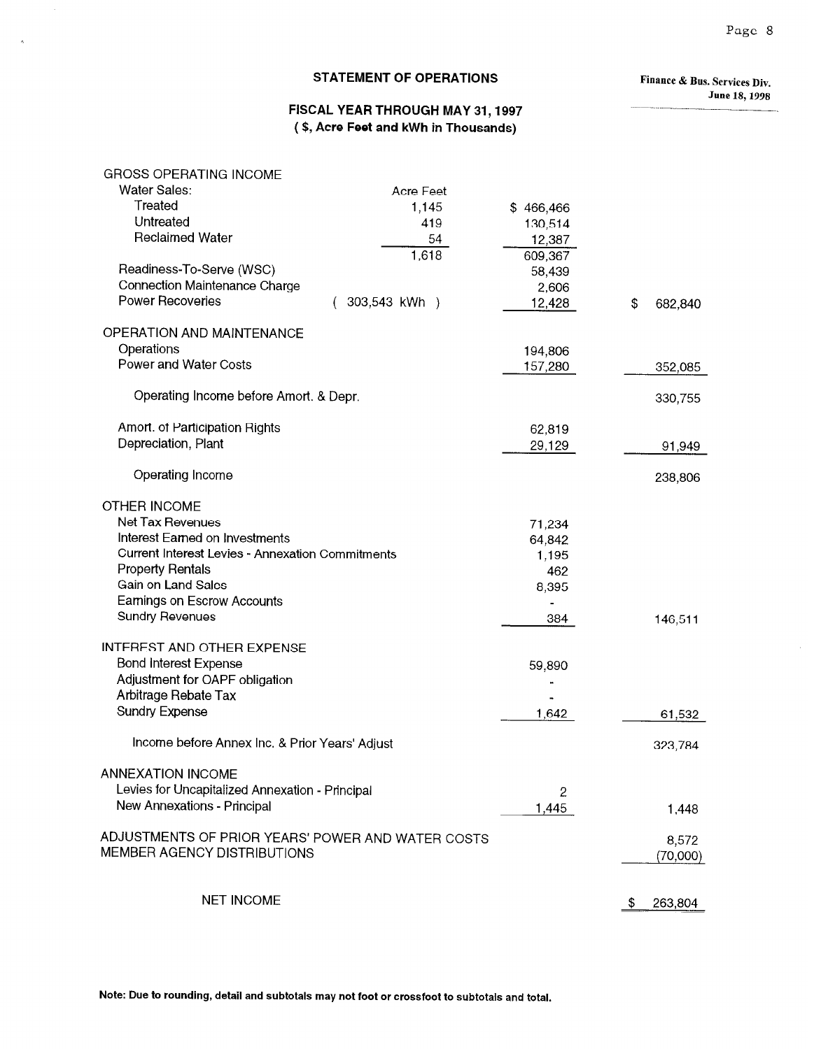## STATEMENT OF OPERATIONS

Finance & Bus. Services Div.
June 18, 1998

### FISCAL YEAR THROUGH MAY 31, 1997
### ( $, Acre Feet and kWh in Thousands)

| | Acre Feet | | |
|---|---|---|---|
| **GROSS OPERATING INCOME** | | | |
| Water Sales: | | | |
| Treated | 1,145 | $ 466,466 | |
| Untreated | 419 | 130,514 | |
| Reclaimed Water | 54 | 12,387 | |
| | 1,618 | 609,367 | |
| Readiness-To-Serve (WSC) | | 58,439 | |
| Connection Maintenance Charge | | 2,606 | |
| Power Recoveries | ( 303,543 kWh ) | 12,428 | $ 682,840 |
| **OPERATION AND MAINTENANCE** | | | |
| Operations | | 194,806 | |
| Power and Water Costs | | 157,280 | 352,085 |
| Operating Income before Amort. & Depr. | | | 330,755 |
| Amort. of Participation Rights | | 62,819 | |
| Depreciation, Plant | | 29,129 | 91,949 |
| Operating Income | | | 238,806 |
| **OTHER INCOME** | | | |
| Net Tax Revenues | | 71,234 | |
| Interest Earned on Investments | | 64,842 | |
| Current Interest Levies - Annexation Commitments | | 1,195 | |
| Property Rentals | | 462 | |
| Gain on Land Sales | | 8,395 | |
| Earnings on Escrow Accounts | | - | |
| Sundry Revenues | | 384 | 146,511 |
| **INTEREST AND OTHER EXPENSE** | | | |
| Bond Interest Expense | | 59,890 | |
| Adjustment for OAPF obligation | | - | |
| Arbitrage Rebate Tax | | - | |
| Sundry Expense | | 1,642 | 61,532 |
| Income before Annex Inc. & Prior Years' Adjust | | | 323,784 |
| **ANNEXATION INCOME** | | | |
| Levies for Uncapitalized Annexation - Principal | | 2 | |
| New Annexations - Principal | | 1,445 | 1,448 |
| **ADJUSTMENTS OF PRIOR YEARS' POWER AND WATER COSTS** | | | 8,572 |
| **MEMBER AGENCY DISTRIBUTIONS** | | | (70,000) |
| **NET INCOME** | | | $ 263,804 |

**Note: Due to rounding, detail and subtotals may not foot or crossfoot to subtotals and total.**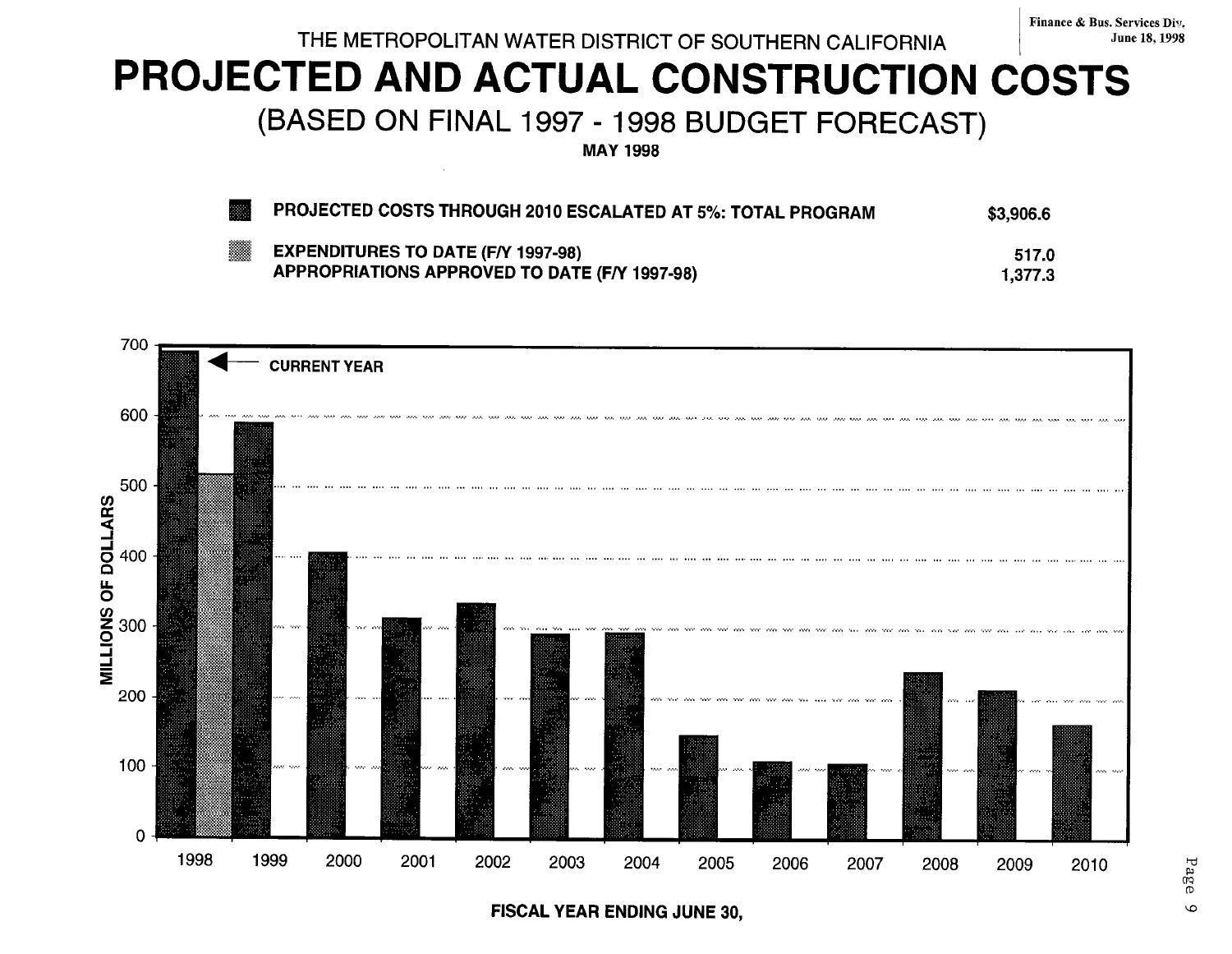Finance & Bus. Services Div.
June 18, 1998

THE METROPOLITAN WATER DISTRICT OF SOUTHERN CALIFORNIA

# PROJECTED AND ACTUAL CONSTRUCTION COSTS

## (BASED ON FINAL 1997 - 1998 BUDGET FORECAST)

**MAY 1998**

| | |
|---|---|
| **PROJECTED COSTS THROUGH 2010 ESCALATED AT 5%: TOTAL PROGRAM** | **$3,906.6** |
| **EXPENDITURES TO DATE (F/Y 1997-98)** | **517.0** |
| **APPROPRIATIONS APPROVED TO DATE (F/Y 1997-98)** | **1,377.3** |

MILLIONS OF DOLLARS

CURRENT YEAR

FISCAL YEAR ENDING JUNE 30,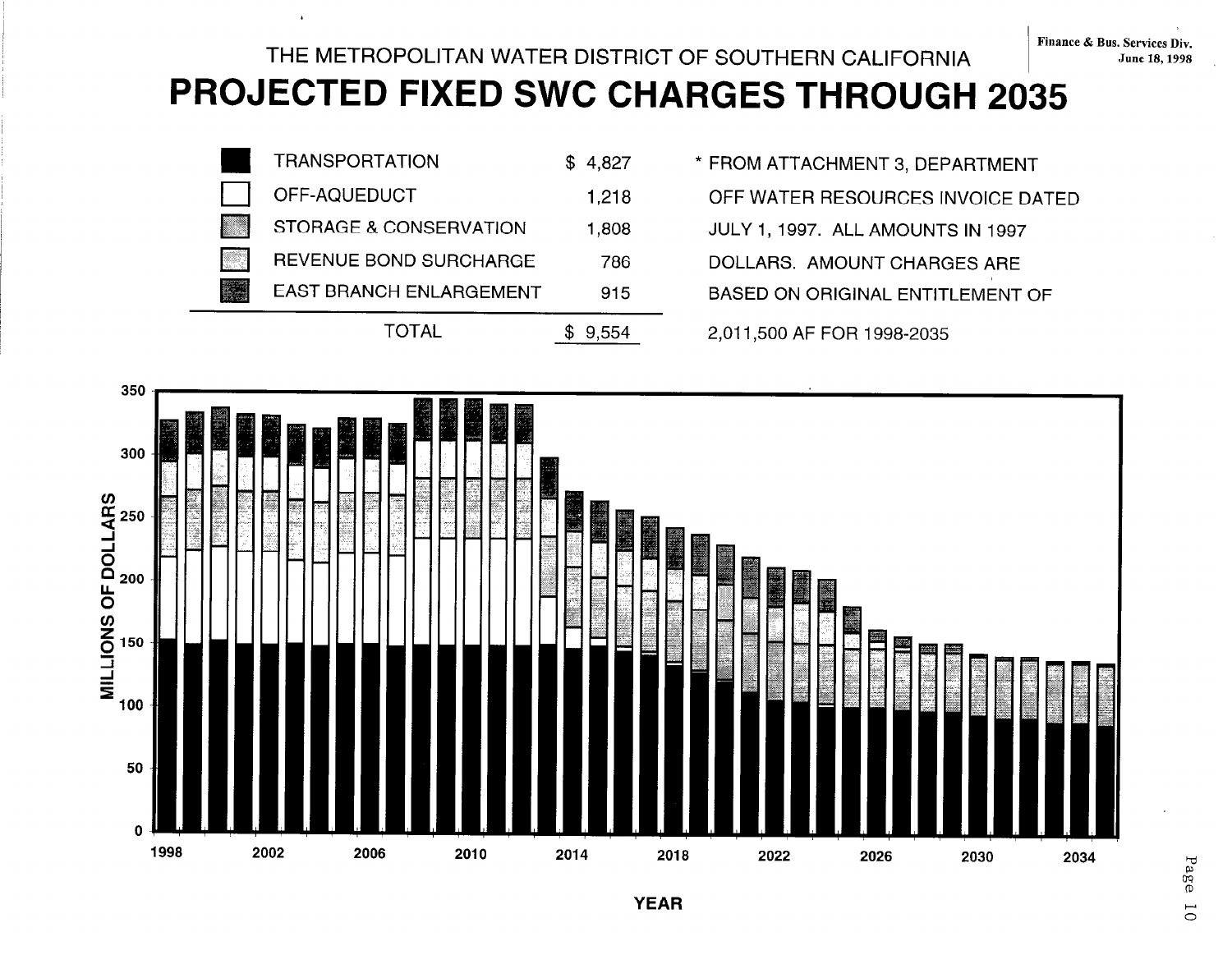THE METROPOLITAN WATER DISTRICT OF SOUTHERN CALIFORNIA

Finance & Bus. Services Div.
June 18, 1998

# PROJECTED FIXED SWC CHARGES THROUGH 2035

| | | |
|---|---|---|
| TRANSPORTATION | | $ 4,827 |
| OFF-AQUEDUCT | | 1,218 |
| STORAGE & CONSERVATION | | 1,808 |
| REVENUE BOND SURCHARGE | | 786 |
| EAST BRANCH ENLARGEMENT | | 915 |
| | TOTAL | $ 9,554 |

* FROM ATTACHMENT 3, DEPARTMENT OFF WATER RESOURCES INVOICE DATED JULY 1, 1997. ALL AMOUNTS IN 1997 DOLLARS. AMOUNT CHARGES ARE BASED ON ORIGINAL ENTITLEMENT OF 2,011,500 AF FOR 1998-2035

MILLIONS OF DOLLARS

YEAR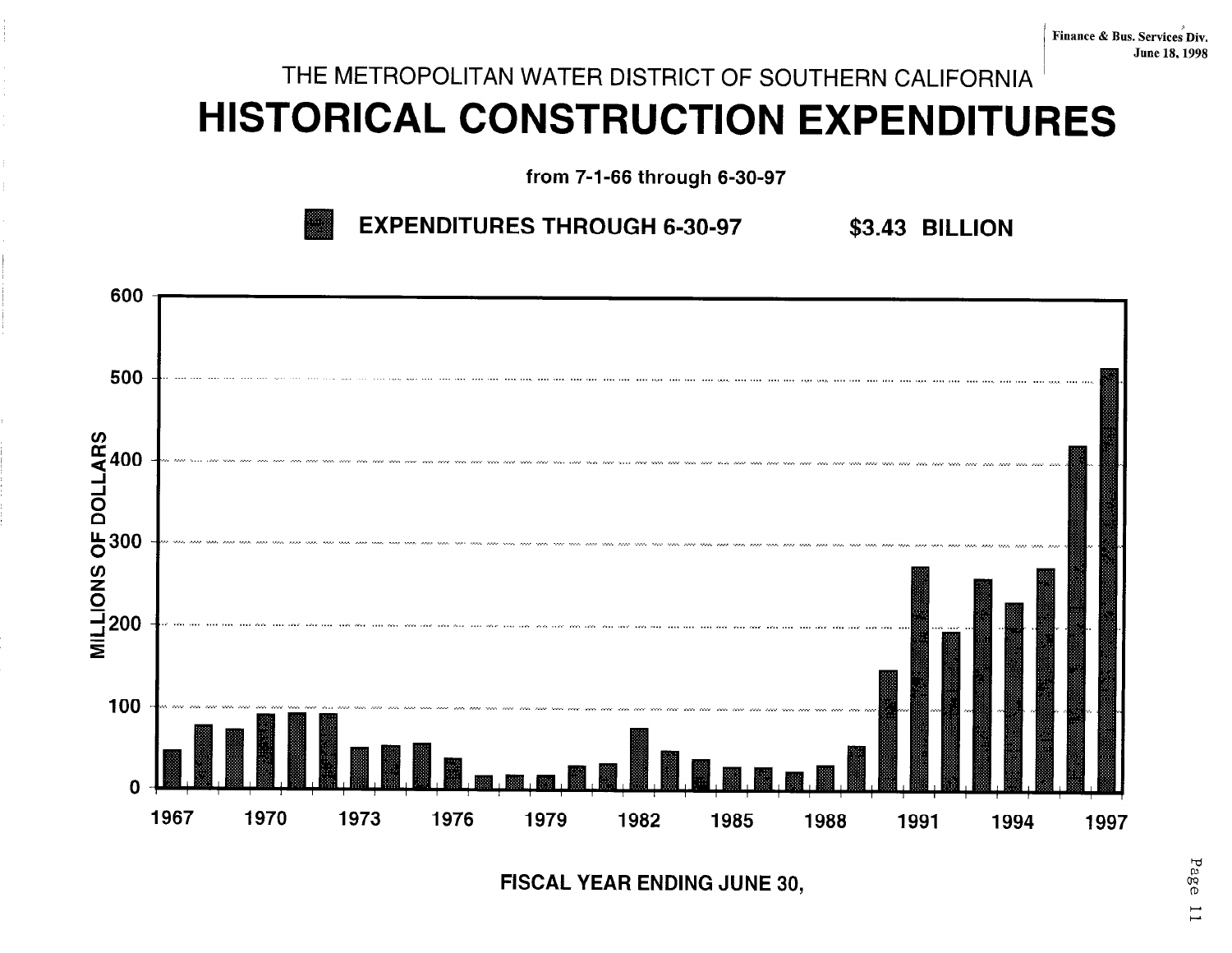Finance & Bus. Services Div.
June 18, 1998

THE METROPOLITAN WATER DISTRICT OF SOUTHERN CALIFORNIA

# HISTORICAL CONSTRUCTION EXPENDITURES

**from 7-1-66 through 6-30-97**

**EXPENDITURES THROUGH 6-30-97 $3.43 BILLION**

MILLIONS OF DOLLARS

600
500
400
300
200
100
0

1967 1970 1973 1976 1979 1982 1985 1988 1991 1994 1997

**FISCAL YEAR ENDING JUNE 30,**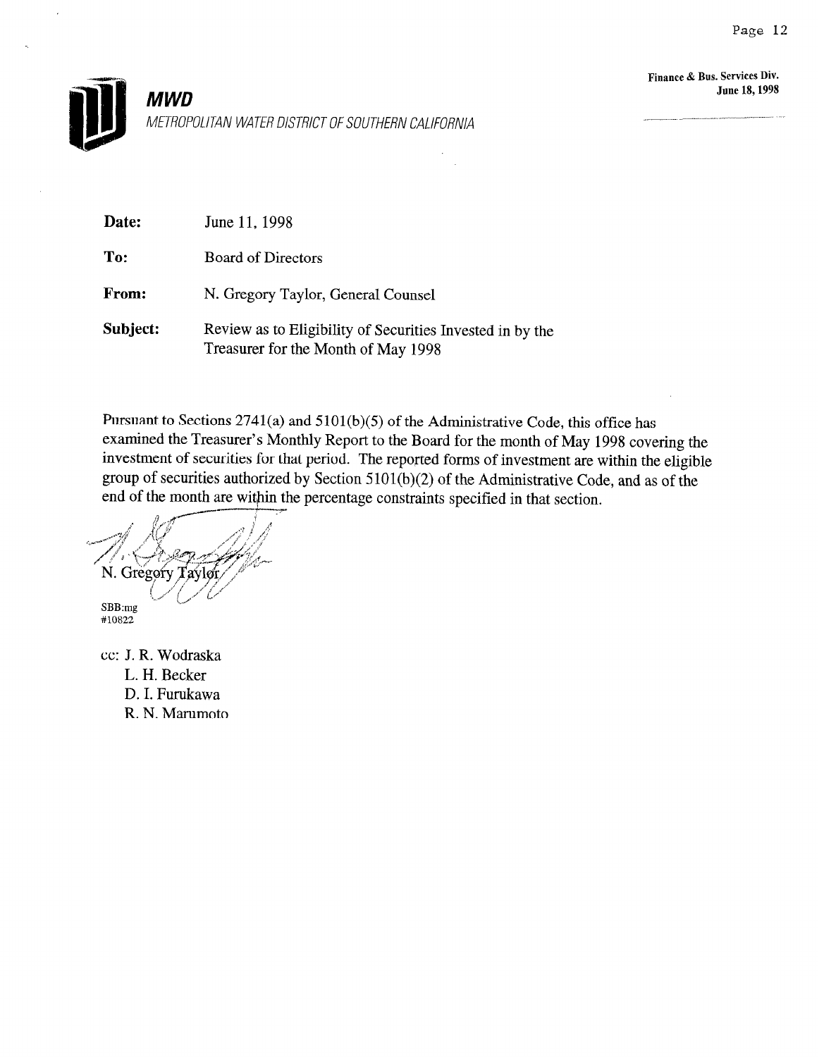Finance & Bus. Services Div.
June 18, 1998

**MWD**

METROPOLITAN WATER DISTRICT OF SOUTHERN CALIFORNIA

**Date:** June 11, 1998

**To:** Board of Directors

**From:** N. Gregory Taylor, General Counsel

**Subject:** Review as to Eligibility of Securities Invested in by the Treasurer for the Month of May 1998

Pursuant to Sections 2741(a) and 5101(b)(5) of the Administrative Code, this office has examined the Treasurer's Monthly Report to the Board for the month of May 1998 covering the investment of securities for that period. The reported forms of investment are within the eligible group of securities authorized by Section 5101(b)(2) of the Administrative Code, and as of the end of the month are within the percentage constraints specified in that section.

N. Gregory Taylor

SBB:mg
#10822

cc: J. R. Wodraska
L. H. Becker
D. I. Furukawa
R. N. Marumoto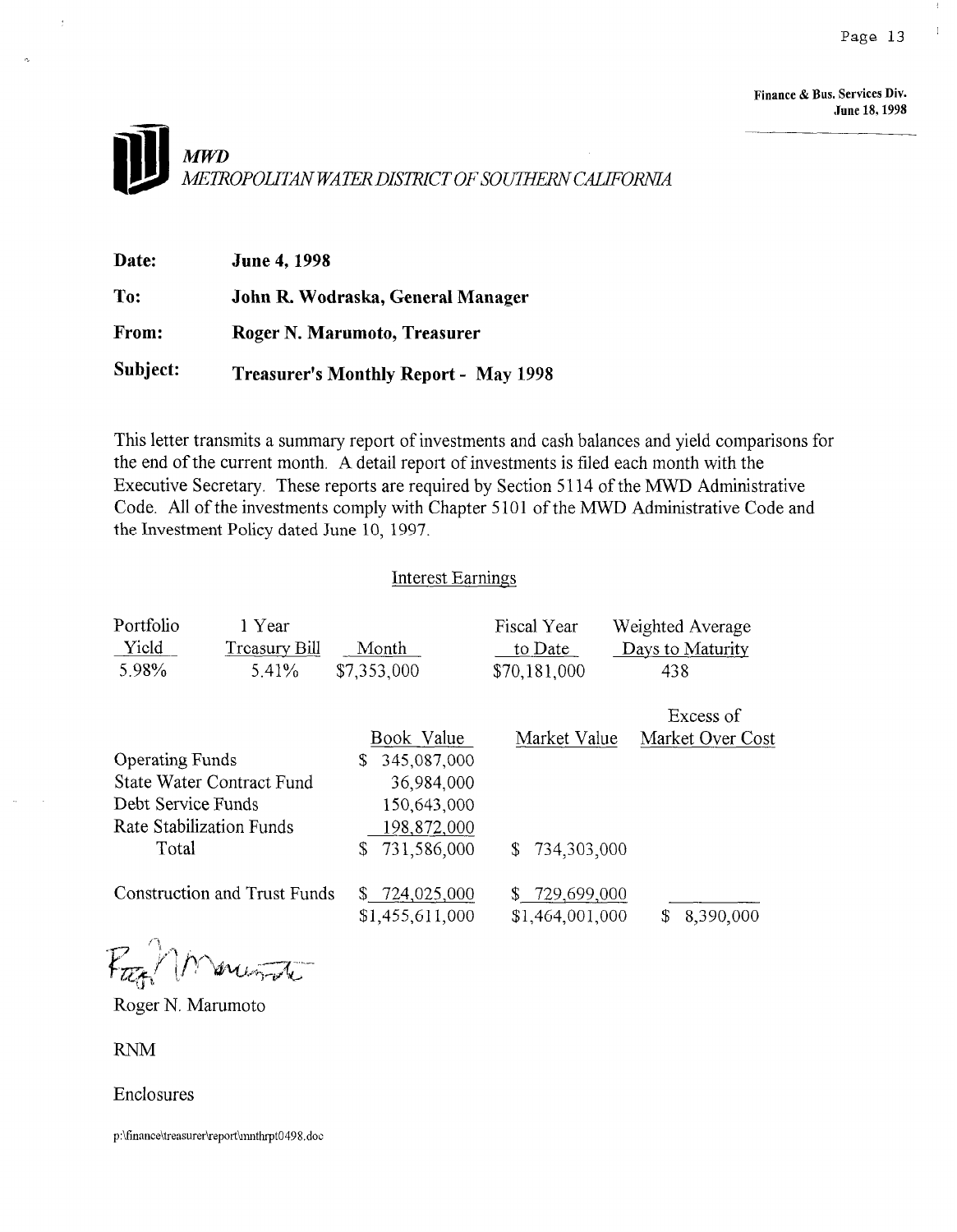Finance & Bus. Services Div.
June 18, 1998

**MWD**
*METROPOLITAN WATER DISTRICT OF SOUTHERN CALIFORNIA*

**Date:** **June 4, 1998**

**To:** **John R. Wodraska, General Manager**

**From:** **Roger N. Marumoto, Treasurer**

**Subject:** **Treasurer's Monthly Report - May 1998**

This letter transmits a summary report of investments and cash balances and yield comparisons for the end of the current month. A detail report of investments is filed each month with the Executive Secretary. These reports are required by Section 5114 of the MWD Administrative Code. All of the investments comply with Chapter 5101 of the MWD Administrative Code and the Investment Policy dated June 10, 1997.

## Interest Earnings

| Portfolio Yield | 1 Year Treasury Bill | Month | Fiscal Year to Date | Weighted Average Days to Maturity |
|---|---|---|---|---|
| 5.98% | 5.41% | $7,353,000 | $70,181,000 | 438 |

| | Book Value | Market Value | Excess of Market Over Cost |
|---|---|---|---|
| Operating Funds | $ 345,087,000 | | |
| State Water Contract Fund | 36,984,000 | | |
| Debt Service Funds | 150,643,000 | | |
| Rate Stabilization Funds | 198,872,000 | | |
| Total | $ 731,586,000 | $ 734,303,000 | |
| Construction and Trust Funds | $ 724,025,000 | $ 729,699,000 | |
| | $1,455,611,000 | $1,464,001,000 | $ 8,390,000 |

Roger N. Marumoto

RNM

Enclosures

p:\finance\treasurer\report\mnthrpt0498.doc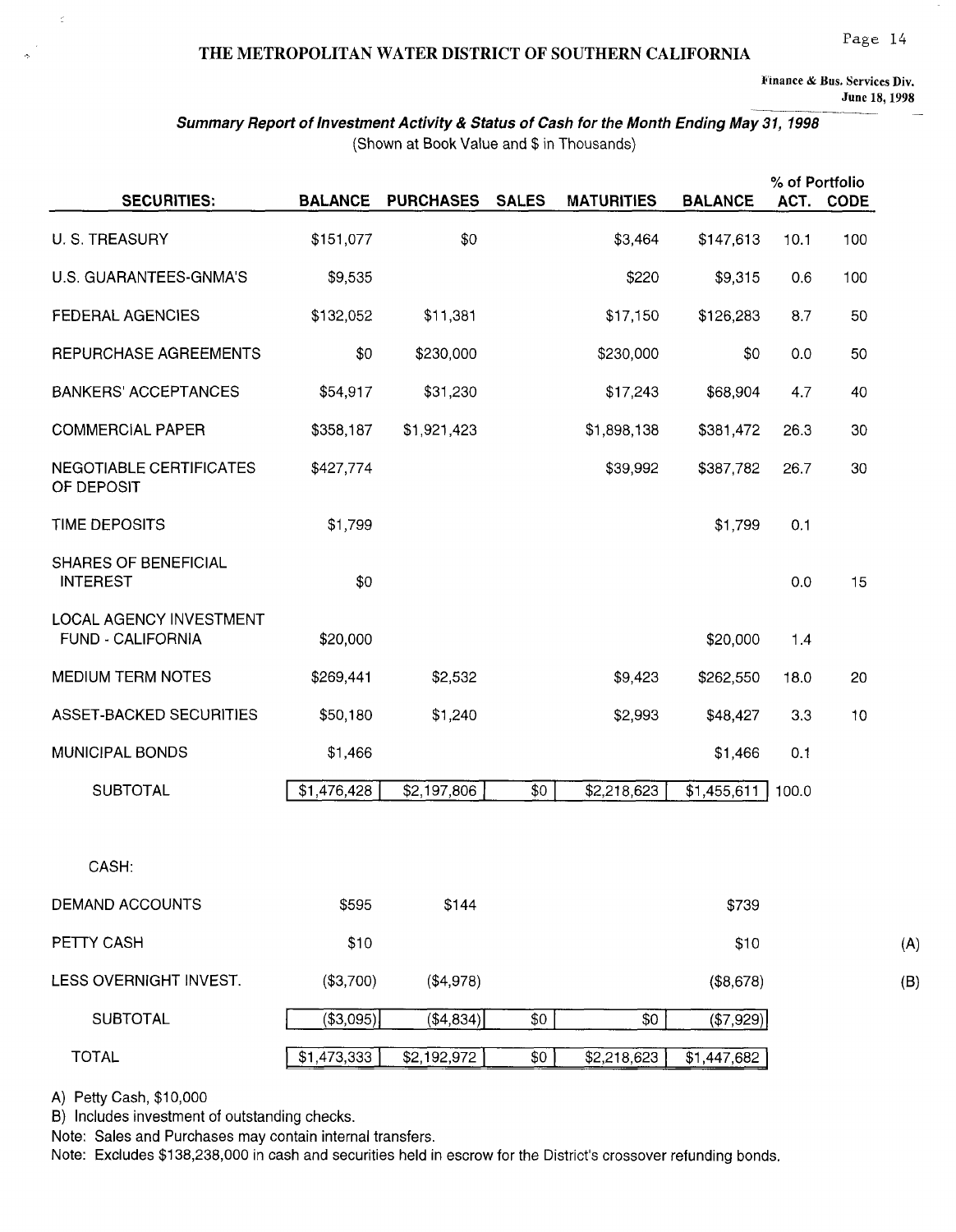## THE METROPOLITAN WATER DISTRICT OF SOUTHERN CALIFORNIA

Finance & Bus. Services Div.
June 18, 1998

### *Summary Report of Investment Activity & Status of Cash for the Month Ending May 31, 1998*

(Shown at Book Value and $ in Thousands)

| SECURITIES: | BALANCE | PURCHASES | SALES | MATURITIES | BALANCE | % of Portfolio ACT. | CODE | |
|---|---|---|---|---|---|---|---|---|
| U. S. TREASURY | $151,077 | $0 | | $3,464 | $147,613 | 10.1 | 100 | |
| U.S. GUARANTEES-GNMA'S | $9,535 | | | $220 | $9,315 | 0.6 | 100 | |
| FEDERAL AGENCIES | $132,052 | $11,381 | | $17,150 | $126,283 | 8.7 | 50 | |
| REPURCHASE AGREEMENTS | $0 | $230,000 | | $230,000 | $0 | 0.0 | 50 | |
| BANKERS' ACCEPTANCES | $54,917 | $31,230 | | $17,243 | $68,904 | 4.7 | 40 | |
| COMMERCIAL PAPER | $358,187 | $1,921,423 | | $1,898,138 | $381,472 | 26.3 | 30 | |
| NEGOTIABLE CERTIFICATES OF DEPOSIT | $427,774 | | | $39,992 | $387,782 | 26.7 | 30 | |
| TIME DEPOSITS | $1,799 | | | | $1,799 | 0.1 | | |
| SHARES OF BENEFICIAL INTEREST | $0 | | | | | 0.0 | 15 | |
| LOCAL AGENCY INVESTMENT FUND - CALIFORNIA | $20,000 | | | | $20,000 | 1.4 | | |
| MEDIUM TERM NOTES | $269,441 | $2,532 | | $9,423 | $262,550 | 18.0 | 20 | |
| ASSET-BACKED SECURITIES | $50,180 | $1,240 | | $2,993 | $48,427 | 3.3 | 10 | |
| MUNICIPAL BONDS | $1,466 | | | | $1,466 | 0.1 | | |
| SUBTOTAL | $1,476,428 | $2,197,806 | $0 | $2,218,623 | $1,455,611 | 100.0 | | |
| CASH: | | | | | | | | |
| DEMAND ACCOUNTS | $595 | $144 | | | $739 | | | |
| PETTY CASH | $10 | | | | $10 | | | (A) |
| LESS OVERNIGHT INVEST. | ($3,700) | ($4,978) | | | ($8,678) | | | (B) |
| SUBTOTAL | ($3,095) | ($4,834) | $0 | $0 | ($7,929) | | | |
| TOTAL | $1,473,333 | $2,192,972 | $0 | $2,218,623 | $1,447,682 | | | |

A) Petty Cash, $10,000

B) Includes investment of outstanding checks.

Note: Sales and Purchases may contain internal transfers.

Note: Excludes $138,238,000 in cash and securities held in escrow for the District's crossover refunding bonds.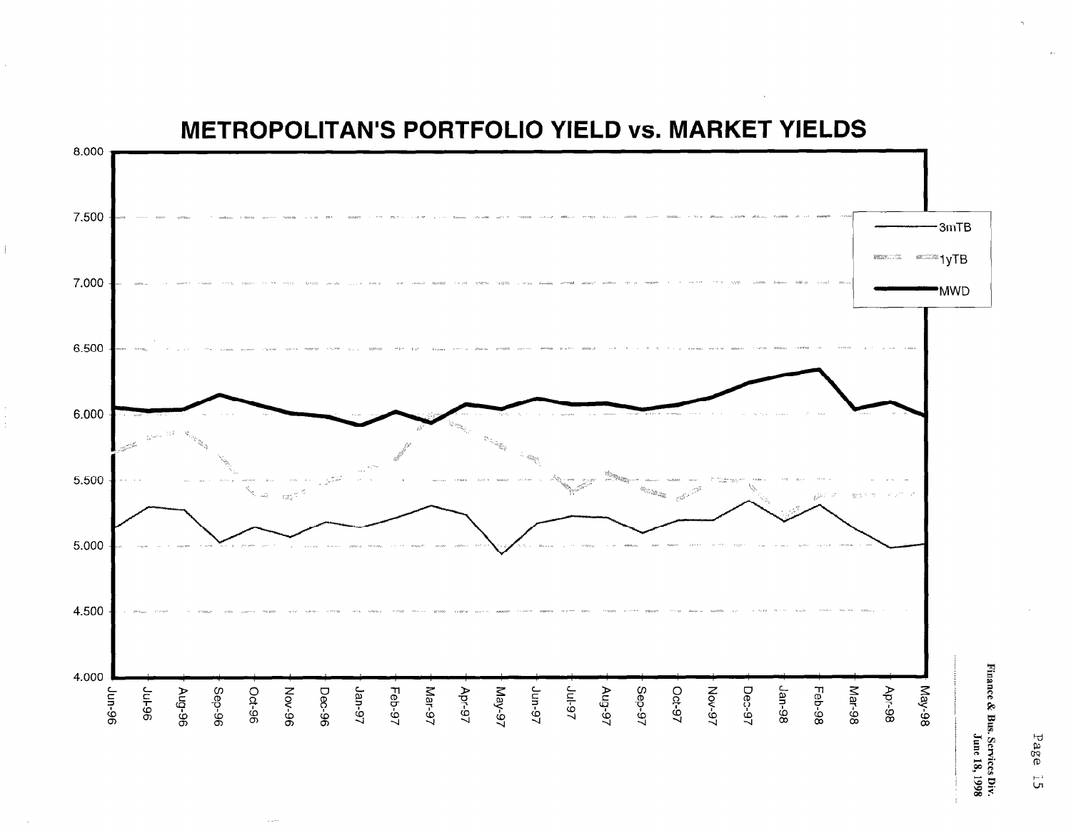# METROPOLITAN'S PORTFOLIO YIELD vs. MARKET YIELDS

8.000
7.500
7.000
6.500
6.000
5.500
5.000
4.500
4.000

Jun-96
Jul-96
Aug-96
Sep-96
Oct-96
Nov-96
Dec-96
Jan-97
Feb-97
Mar-97
Apr-97
May-97
Jun-97
Jul-97
Aug-97
Sep-97
Oct-97
Nov-97
Dec-97
Jan-98
Feb-98
Mar-98
Apr-98
May-98

3mTB
1yTB
MWD

Finance & Bus. Services Div.
June 18, 1998